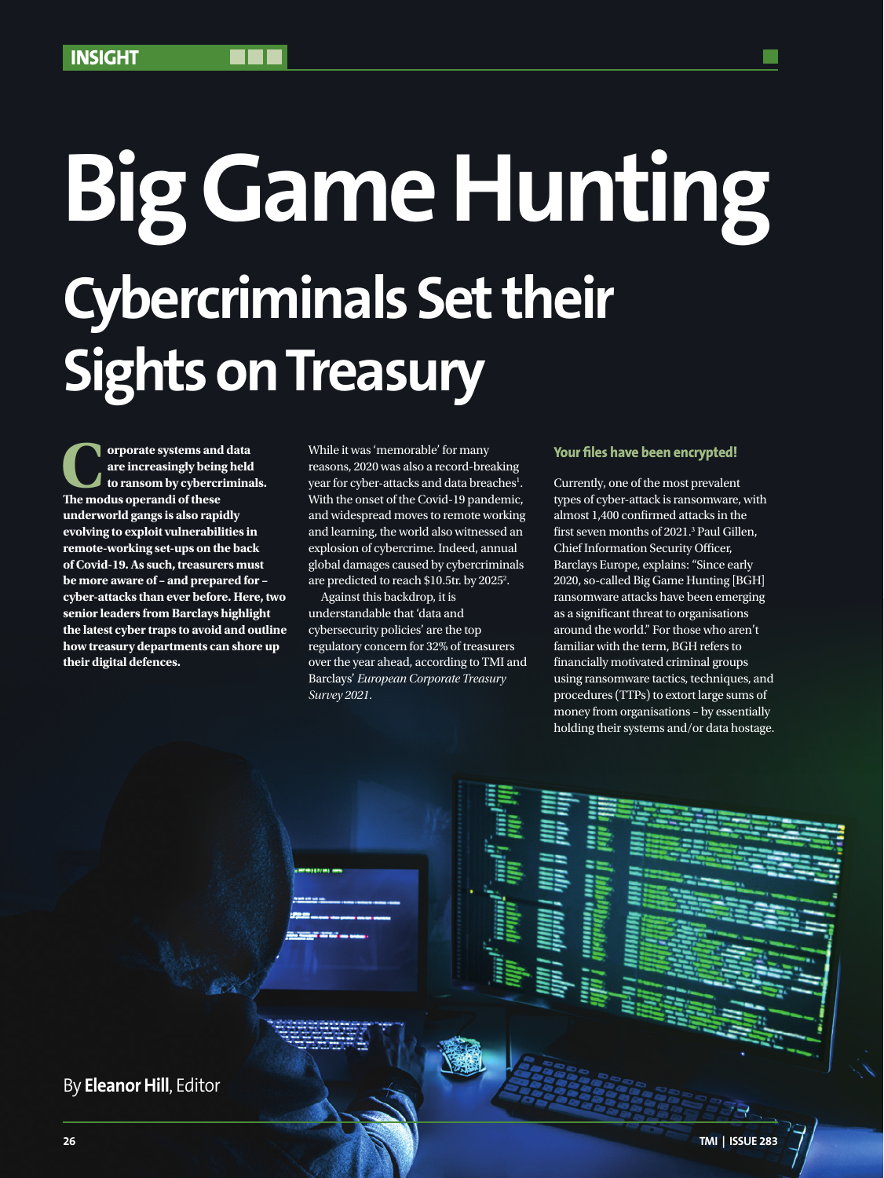# Big Game Hunting

## Cybercriminals Set their Sights on Treasury

**Corporate systems and data are increasingly being held to ransom by cybercriminals. The modus operandi of these underworld gangs is also rapidly evolving to exploit vulnerabilities in remote-working set-ups on the back of Covid-19. As such, treasurers must be more aware of – and prepared for – cyber-attacks than ever before. Here, two senior leaders from Barclays highlight the latest cyber traps to avoid and outline how treasury departments can shore up their digital defences.**

While it was 'memorable' for many reasons, 2020 was also a record-breaking year for cyber-attacks and data breaches[1]. With the onset of the Covid-19 pandemic, and widespread moves to remote working and learning, the world also witnessed an explosion of cybercrime. Indeed, annual global damages caused by cybercriminals are predicted to reach $10.5tr. by 2025[2].

Against this backdrop, it is understandable that 'data and cybersecurity policies' are the top regulatory concern for 32% of treasurers over the year ahead, according to TMI and Barclays' *European Corporate Treasury Survey 2021*.

### Your files have been encrypted!

Currently, one of the most prevalent types of cyber-attack is ransomware, with almost 1,400 confirmed attacks in the first seven months of 2021.[3] Paul Gillen, Chief Information Security Officer, Barclays Europe, explains: "Since early 2020, so-called Big Game Hunting [BGH] ransomware attacks have been emerging as a significant threat to organisations around the world." For those who aren't familiar with the term, BGH refers to financially motivated criminal groups using ransomware tactics, techniques, and procedures (TTPs) to extort large sums of money from organisations – by essentially holding their systems and/or data hostage.

By **Eleanor Hill**, Editor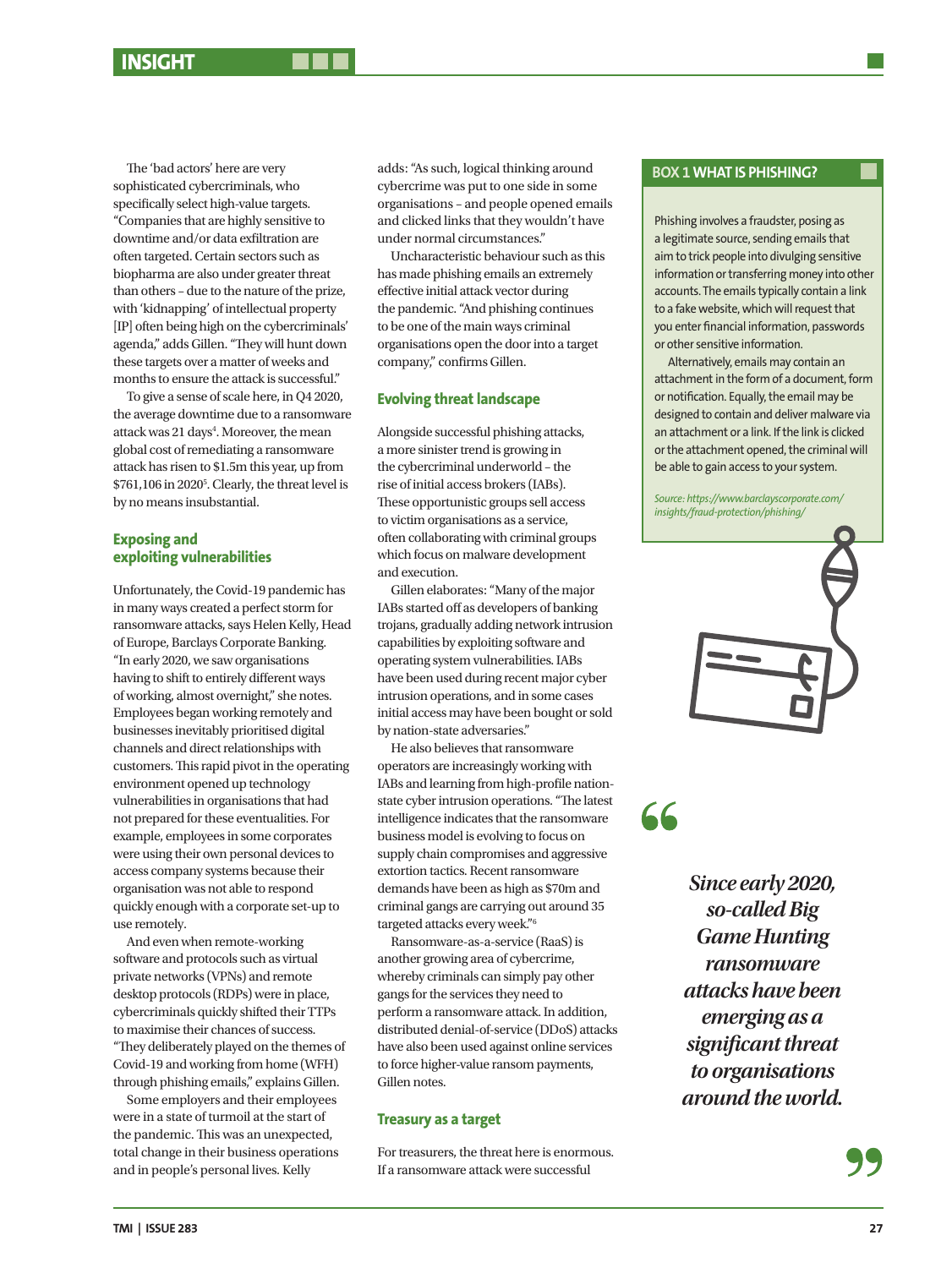The 'bad actors' here are very sophisticated cybercriminals, who specifically select high-value targets. "Companies that are highly sensitive to downtime and/or data exfiltration are often targeted. Certain sectors such as biopharma are also under greater threat than others – due to the nature of the prize, with 'kidnapping' of intellectual property [IP] often being high on the cybercriminals' agenda," adds Gillen. "They will hunt down these targets over a matter of weeks and months to ensure the attack is successful."

To give a sense of scale here, in Q4 2020, the average downtime due to a ransomware attack was 21 days[4]. Moreover, the mean global cost of remediating a ransomware attack has risen to $1.5m this year, up from $761,106 in 2020[5]. Clearly, the threat level is by no means insubstantial.

## Exposing and exploiting vulnerabilities

Unfortunately, the Covid-19 pandemic has in many ways created a perfect storm for ransomware attacks, says Helen Kelly, Head of Europe, Barclays Corporate Banking. "In early 2020, we saw organisations having to shift to entirely different ways of working, almost overnight," she notes. Employees began working remotely and businesses inevitably prioritised digital channels and direct relationships with customers. This rapid pivot in the operating environment opened up technology vulnerabilities in organisations that had not prepared for these eventualities. For example, employees in some corporates were using their own personal devices to access company systems because their organisation was not able to respond quickly enough with a corporate set-up to use remotely.

And even when remote-working software and protocols such as virtual private networks (VPNs) and remote desktop protocols (RDPs) were in place, cybercriminals quickly shifted their TTPs to maximise their chances of success. "They deliberately played on the themes of Covid-19 and working from home (WFH) through phishing emails," explains Gillen.

Some employers and their employees were in a state of turmoil at the start of the pandemic. This was an unexpected, total change in their business operations and in people's personal lives. Kelly adds: "As such, logical thinking around cybercrime was put to one side in some organisations – and people opened emails and clicked links that they wouldn't have under normal circumstances."

Uncharacteristic behaviour such as this has made phishing emails an extremely effective initial attack vector during the pandemic. "And phishing continues to be one of the main ways criminal organisations open the door into a target company," confirms Gillen.

## Evolving threat landscape

Alongside successful phishing attacks, a more sinister trend is growing in the cybercriminal underworld – the rise of initial access brokers (IABs). These opportunistic groups sell access to victim organisations as a service, often collaborating with criminal groups which focus on malware development and execution.

Gillen elaborates: "Many of the major IABs started off as developers of banking trojans, gradually adding network intrusion capabilities by exploiting software and operating system vulnerabilities. IABs have been used during recent major cyber intrusion operations, and in some cases initial access may have been bought or sold by nation-state adversaries."

He also believes that ransomware operators are increasingly working with IABs and learning from high-profile nation-state cyber intrusion operations. "The latest intelligence indicates that the ransomware business model is evolving to focus on supply chain compromises and aggressive extortion tactics. Recent ransomware demands have been as high as $70m and criminal gangs are carrying out around 35 targeted attacks every week."[6]

Ransomware-as-a-service (RaaS) is another growing area of cybercrime, whereby criminals can simply pay other gangs for the services they need to perform a ransomware attack. In addition, distributed denial-of-service (DDoS) attacks have also been used against online services to force higher-value ransom payments, Gillen notes.

## Treasury as a target

For treasurers, the threat here is enormous. If a ransomware attack were successful

> **BOX 1 WHAT IS PHISHING?**
>
> Phishing involves a fraudster, posing as a legitimate source, sending emails that aim to trick people into divulging sensitive information or transferring money into other accounts. The emails typically contain a link to a fake website, which will request that you enter financial information, passwords or other sensitive information.
>
> Alternatively, emails may contain an attachment in the form of a document, form or notification. Equally, the email may be designed to contain and deliver malware via an attachment or a link. If the link is clicked or the attachment opened, the criminal will be able to gain access to your system.
>
> *Source: https://www.barclayscorporate.com/insights/fraud-protection/phishing/*

> ***Since early 2020, so-called Big Game Hunting ransomware attacks have been emerging as a significant threat to organisations around the world.***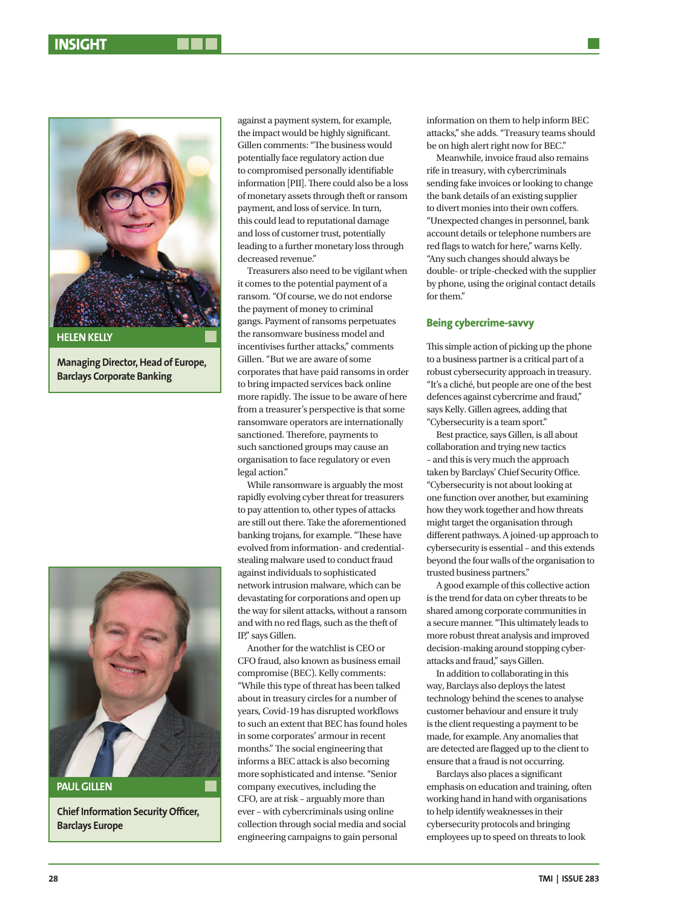**HELEN KELLY**

**Managing Director, Head of Europe, Barclays Corporate Banking**

**PAUL GILLEN**

**Chief Information Security Officer, Barclays Europe**

against a payment system, for example, the impact would be highly significant. Gillen comments: "The business would potentially face regulatory action due to compromised personally identifiable information [PII]. There could also be a loss of monetary assets through theft or ransom payment, and loss of service. In turn, this could lead to reputational damage and loss of customer trust, potentially leading to a further monetary loss through decreased revenue."

Treasurers also need to be vigilant when it comes to the potential payment of a ransom. "Of course, we do not endorse the payment of money to criminal gangs. Payment of ransoms perpetuates the ransomware business model and incentivises further attacks," comments Gillen. "But we are aware of some corporates that have paid ransoms in order to bring impacted services back online more rapidly. The issue to be aware of here from a treasurer's perspective is that some ransomware operators are internationally sanctioned. Therefore, payments to such sanctioned groups may cause an organisation to face regulatory or even legal action."

While ransomware is arguably the most rapidly evolving cyber threat for treasurers to pay attention to, other types of attacks are still out there. Take the aforementioned banking trojans, for example. "These have evolved from information- and credential-stealing malware used to conduct fraud against individuals to sophisticated network intrusion malware, which can be devastating for corporations and open up the way for silent attacks, without a ransom and with no red flags, such as the theft of IP," says Gillen.

Another for the watchlist is CEO or CFO fraud, also known as business email compromise (BEC). Kelly comments: "While this type of threat has been talked about in treasury circles for a number of years, Covid-19 has disrupted workflows to such an extent that BEC has found holes in some corporates' armour in recent months." The social engineering that informs a BEC attack is also becoming more sophisticated and intense. "Senior company executives, including the CFO, are at risk – arguably more than ever – with cybercriminals using online collection through social media and social engineering campaigns to gain personal information on them to help inform BEC attacks," she adds. "Treasury teams should be on high alert right now for BEC."

Meanwhile, invoice fraud also remains rife in treasury, with cybercriminals sending fake invoices or looking to change the bank details of an existing supplier to divert monies into their own coffers. "Unexpected changes in personnel, bank account details or telephone numbers are red flags to watch for here," warns Kelly. "Any such changes should always be double- or triple-checked with the supplier by phone, using the original contact details for them."

## Being cybercrime-savvy

This simple action of picking up the phone to a business partner is a critical part of a robust cybersecurity approach in treasury. "It's a cliché, but people are one of the best defences against cybercrime and fraud," says Kelly. Gillen agrees, adding that "Cybersecurity is a team sport."

Best practice, says Gillen, is all about collaboration and trying new tactics – and this is very much the approach taken by Barclays' Chief Security Office. "Cybersecurity is not about looking at one function over another, but examining how they work together and how threats might target the organisation through different pathways. A joined-up approach to cybersecurity is essential – and this extends beyond the four walls of the organisation to trusted business partners."

A good example of this collective action is the trend for data on cyber threats to be shared among corporate communities in a secure manner. "This ultimately leads to more robust threat analysis and improved decision-making around stopping cyber-attacks and fraud," says Gillen.

In addition to collaborating in this way, Barclays also deploys the latest technology behind the scenes to analyse customer behaviour and ensure it truly is the client requesting a payment to be made, for example. Any anomalies that are detected are flagged up to the client to ensure that a fraud is not occurring.

Barclays also places a significant emphasis on education and training, often working hand in hand with organisations to help identify weaknesses in their cybersecurity protocols and bringing employees up to speed on threats to look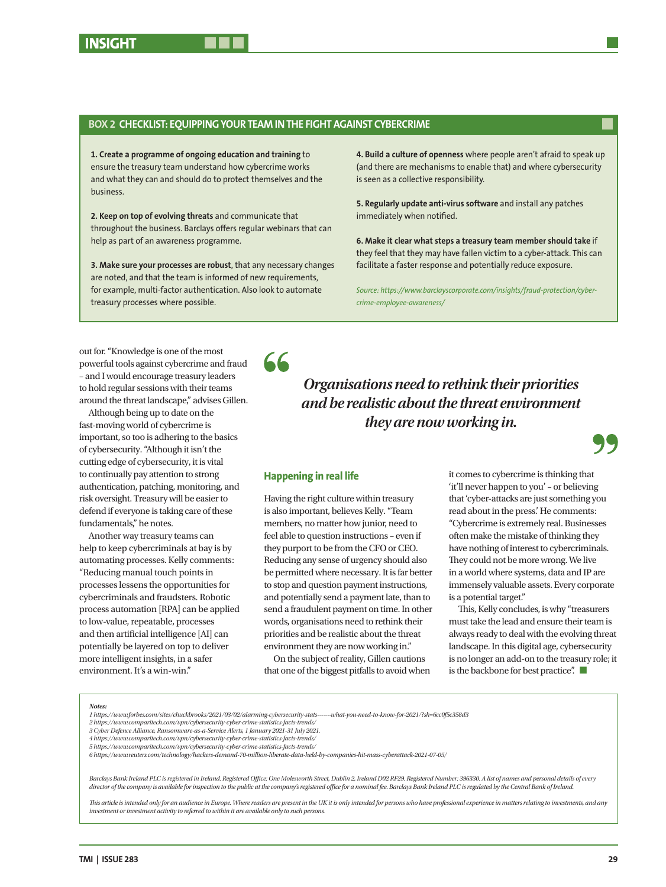## BOX 2 CHECKLIST: EQUIPPING YOUR TEAM IN THE FIGHT AGAINST CYBERCRIME

**1. Create a programme of ongoing education and training** to ensure the treasury team understand how cybercrime works and what they can and should do to protect themselves and the business.

**2. Keep on top of evolving threats** and communicate that throughout the business. Barclays offers regular webinars that can help as part of an awareness programme.

**3. Make sure your processes are robust**, that any necessary changes are noted, and that the team is informed of new requirements, for example, multi-factor authentication. Also look to automate treasury processes where possible.

**4. Build a culture of openness** where people aren't afraid to speak up (and there are mechanisms to enable that) and where cybersecurity is seen as a collective responsibility.

**5. Regularly update anti-virus software** and install any patches immediately when notified.

**6. Make it clear what steps a treasury team member should take** if they feel that they may have fallen victim to a cyber-attack. This can facilitate a faster response and potentially reduce exposure.

*Source: https://www.barclayscorporate.com/insights/fraud-protection/cyber-crime-employee-awareness/*

out for. "Knowledge is one of the most powerful tools against cybercrime and fraud – and I would encourage treasury leaders to hold regular sessions with their teams around the threat landscape," advises Gillen.

Although being up to date on the fast-moving world of cybercrime is important, so too is adhering to the basics of cybersecurity. "Although it isn't the cutting edge of cybersecurity, it is vital to continually pay attention to strong authentication, patching, monitoring, and risk oversight. Treasury will be easier to defend if everyone is taking care of these fundamentals," he notes.

Another way treasury teams can help to keep cybercriminals at bay is by automating processes. Kelly comments: "Reducing manual touch points in processes lessens the opportunities for cybercriminals and fraudsters. Robotic process automation [RPA] can be applied to low-value, repeatable, processes and then artificial intelligence [AI] can potentially be layered on top to deliver more intelligent insights, in a safer environment. It's a win-win."

> ***Organisations need to rethink their priorities and be realistic about the threat environment they are now working in.***

### Happening in real life

Having the right culture within treasury is also important, believes Kelly. "Team members, no matter how junior, need to feel able to question instructions – even if they purport to be from the CFO or CEO. Reducing any sense of urgency should also be permitted where necessary. It is far better to stop and question payment instructions, and potentially send a payment late, than to send a fraudulent payment on time. In other words, organisations need to rethink their priorities and be realistic about the threat environment they are now working in."

On the subject of reality, Gillen cautions that one of the biggest pitfalls to avoid when it comes to cybercrime is thinking that 'it'll never happen to you' – or believing that 'cyber-attacks are just something you read about in the press.' He comments: "Cybercrime is extremely real. Businesses often make the mistake of thinking they have nothing of interest to cybercriminals. They could not be more wrong. We live in a world where systems, data and IP are immensely valuable assets. Every corporate is a potential target."

This, Kelly concludes, is why "treasurers must take the lead and ensure their team is always ready to deal with the evolving threat landscape. In this digital age, cybersecurity is no longer an add-on to the treasury role; it is the backbone for best practice". ■

***Notes:***

*1 https://www.forbes.com/sites/chuckbrooks/2021/03/02/alarming-cybersecurity-stats-------what-you-need-to-know-for-2021/?sh=6cc0f5c358d3*
*2 https://www.comparitech.com/vpn/cybersecurity-cyber-crime-statistics-facts-trends/*
*3 Cyber Defence Alliance, Ransomware-as-a-Service Alerts, 1 January 2021-31 July 2021.*
*4 https://www.comparitech.com/vpn/cybersecurity-cyber-crime-statistics-facts-trends/*
*5 https://www.comparitech.com/vpn/cybersecurity-cyber-crime-statistics-facts-trends/*
*6 https://www.reuters.com/technology/hackers-demand-70-million-liberate-data-held-by-companies-hit-mass-cyberattack-2021-07-05/*

*Barclays Bank Ireland PLC is registered in Ireland. Registered Office: One Molesworth Street, Dublin 2, Ireland D02 RF29. Registered Number: 396330. A list of names and personal details of every director of the company is available for inspection to the public at the company's registered office for a nominal fee. Barclays Bank Ireland PLC is regulated by the Central Bank of Ireland.*

*This article is intended only for an audience in Europe. Where readers are present in the UK it is only intended for persons who have professional experience in matters relating to investments, and any investment or investment activity to referred to within it are available only to such persons.*